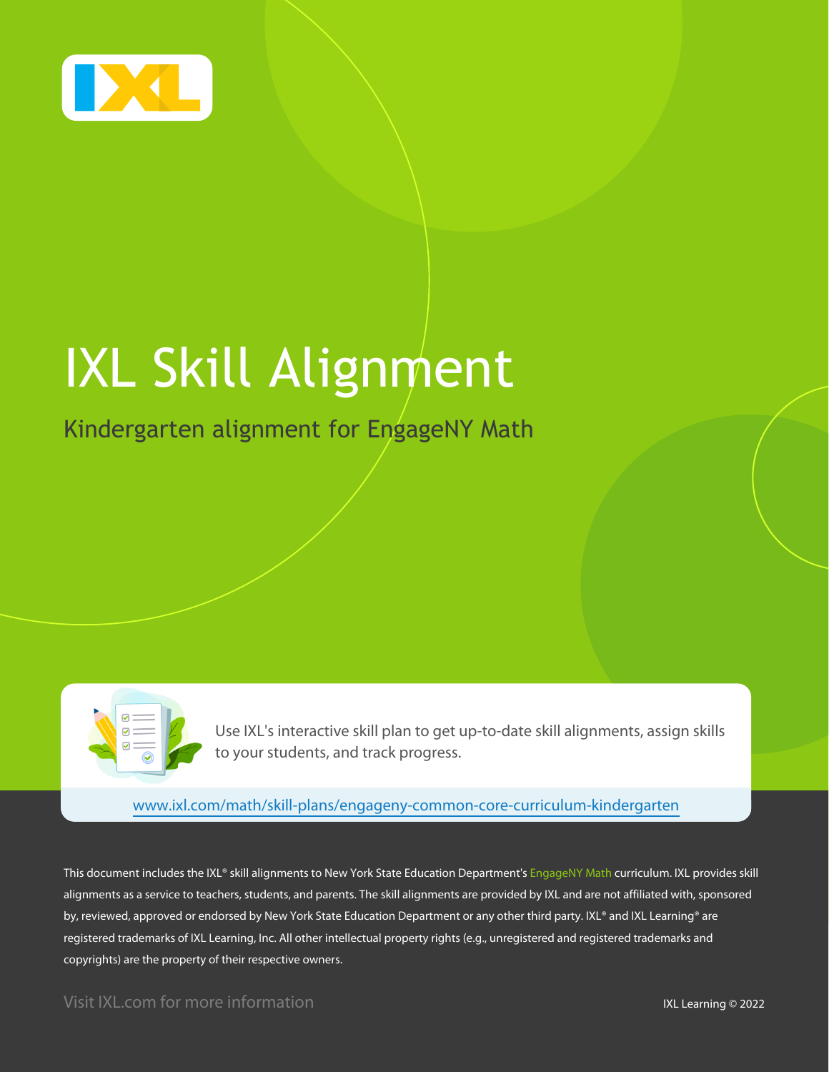# IXL Skill Alignment

## Kindergarten alignment for EngageNY Math

Use IXL's interactive skill plan to get up-to-date skill alignments, assign skills to your students, and track progress.

www.ixl.com/math/skill-plans/engageny-common-core-curriculum-kindergarten

This document includes the IXL® skill alignments to New York State Education Department's EngageNY Math curriculum. IXL provides skill alignments as a service to teachers, students, and parents. The skill alignments are provided by IXL and are not affiliated with, sponsored by, reviewed, approved or endorsed by New York State Education Department or any other third party. IXL® and IXL Learning® are registered trademarks of IXL Learning, Inc. All other intellectual property rights (e.g., unregistered and registered trademarks and copyrights) are the property of their respective owners.

Visit IXL.com for more information

IXL Learning © 2022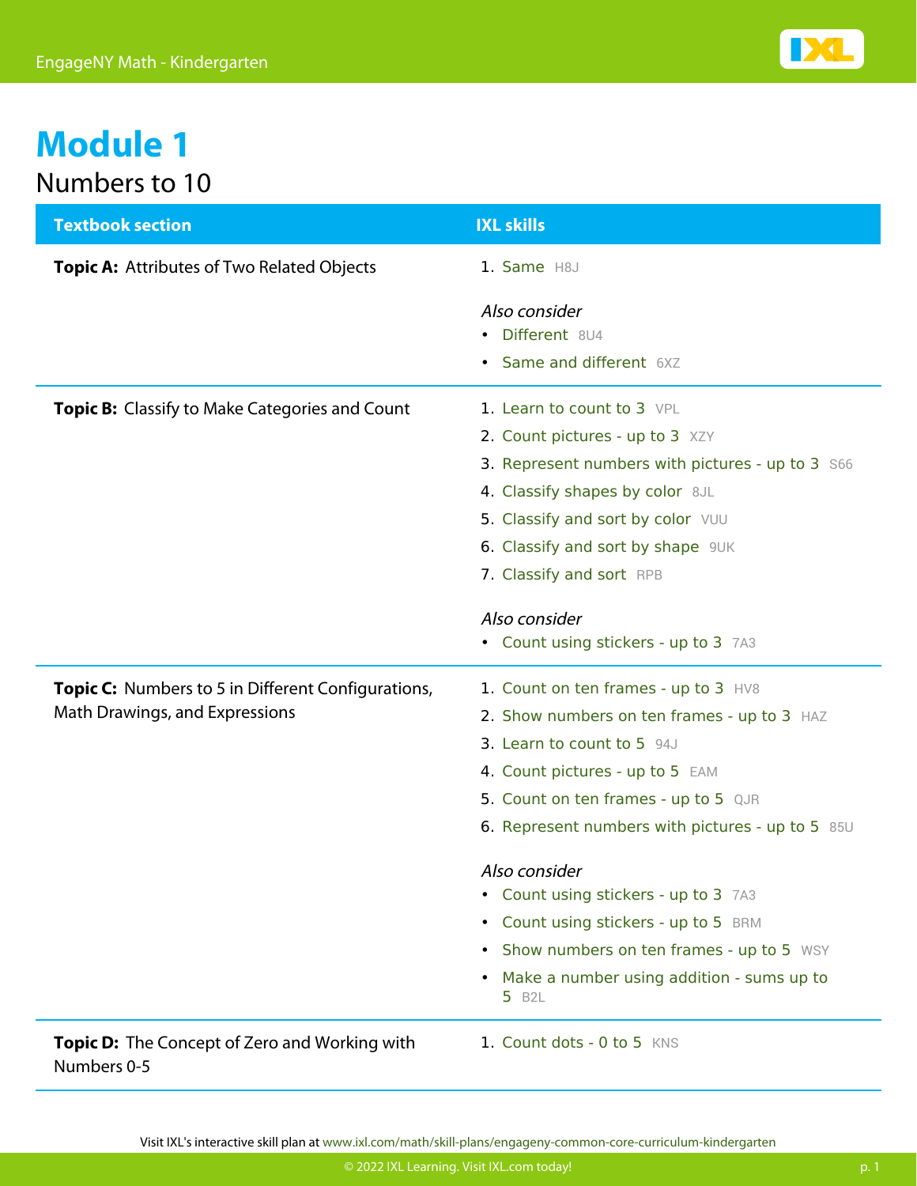# Module 1

## Numbers to 10

| Textbook section | IXL skills |
| --- | --- |
| **Topic A:** Attributes of Two Related Objects | 1. Same H8J<br><br>*Also consider*<br>• Different 8U4<br>• Same and different 6XZ |
| **Topic B:** Classify to Make Categories and Count | 1. Learn to count to 3 VPL<br>2. Count pictures - up to 3 XZY<br>3. Represent numbers with pictures - up to 3 S66<br>4. Classify shapes by color 8JL<br>5. Classify and sort by color VUU<br>6. Classify and sort by shape 9UK<br>7. Classify and sort RPB<br><br>*Also consider*<br>• Count using stickers - up to 3 7A3 |
| **Topic C:** Numbers to 5 in Different Configurations, Math Drawings, and Expressions | 1. Count on ten frames - up to 3 HV8<br>2. Show numbers on ten frames - up to 3 HAZ<br>3. Learn to count to 5 94J<br>4. Count pictures - up to 5 EAM<br>5. Count on ten frames - up to 5 QJR<br>6. Represent numbers with pictures - up to 5 85U<br><br>*Also consider*<br>• Count using stickers - up to 3 7A3<br>• Count using stickers - up to 5 BRM<br>• Show numbers on ten frames - up to 5 WSY<br>• Make a number using addition - sums up to 5 B2L |
| **Topic D:** The Concept of Zero and Working with Numbers 0-5 | 1. Count dots - 0 to 5 KNS |

Visit IXL's interactive skill plan at www.ixl.com/math/skill-plans/engageny-common-core-curriculum-kindergarten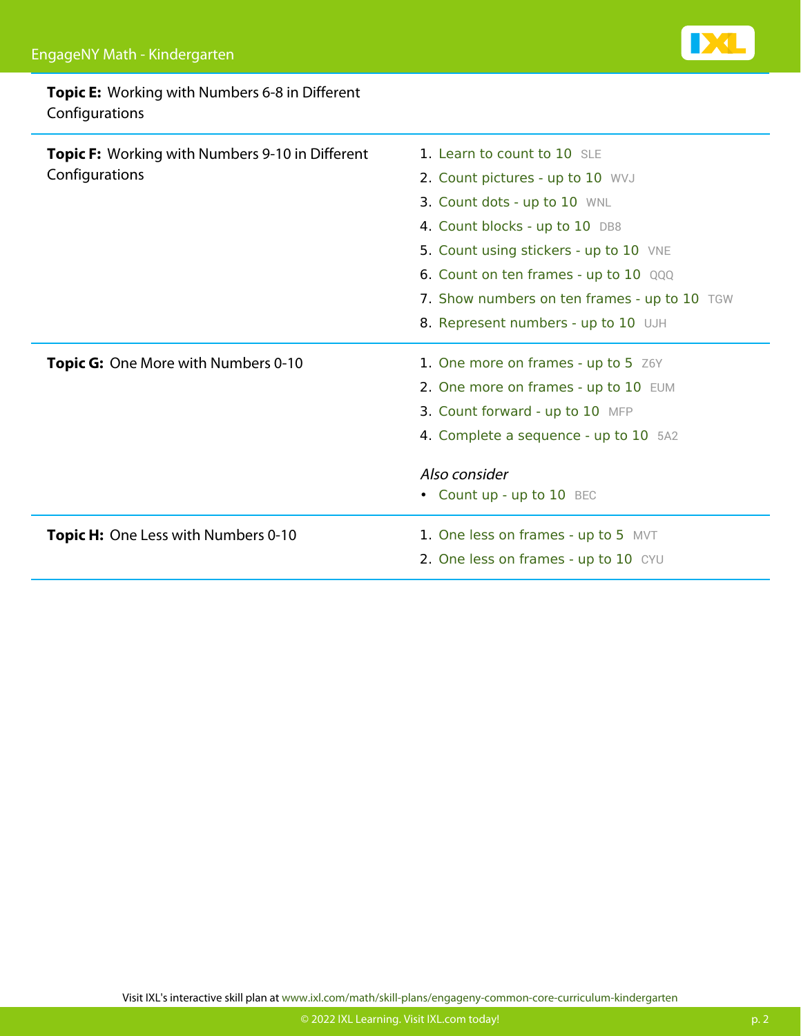**Topic E:** Working with Numbers 6-8 in Different Configurations

**Topic F:** Working with Numbers 9-10 in Different Configurations

1. Learn to count to 10 SLE
2. Count pictures - up to 10 WVJ
3. Count dots - up to 10 WNL
4. Count blocks - up to 10 DB8
5. Count using stickers - up to 10 VNE
6. Count on ten frames - up to 10 QQQ
7. Show numbers on ten frames - up to 10 TGW
8. Represent numbers - up to 10 UJH

**Topic G:** One More with Numbers 0-10

1. One more on frames - up to 5 Z6Y
2. One more on frames - up to 10 EUM
3. Count forward - up to 10 MFP
4. Complete a sequence - up to 10 5A2

*Also consider*

- Count up - up to 10 BEC

**Topic H:** One Less with Numbers 0-10

1. One less on frames - up to 5 MVT
2. One less on frames - up to 10 CYU

Visit IXL's interactive skill plan at www.ixl.com/math/skill-plans/engageny-common-core-curriculum-kindergarten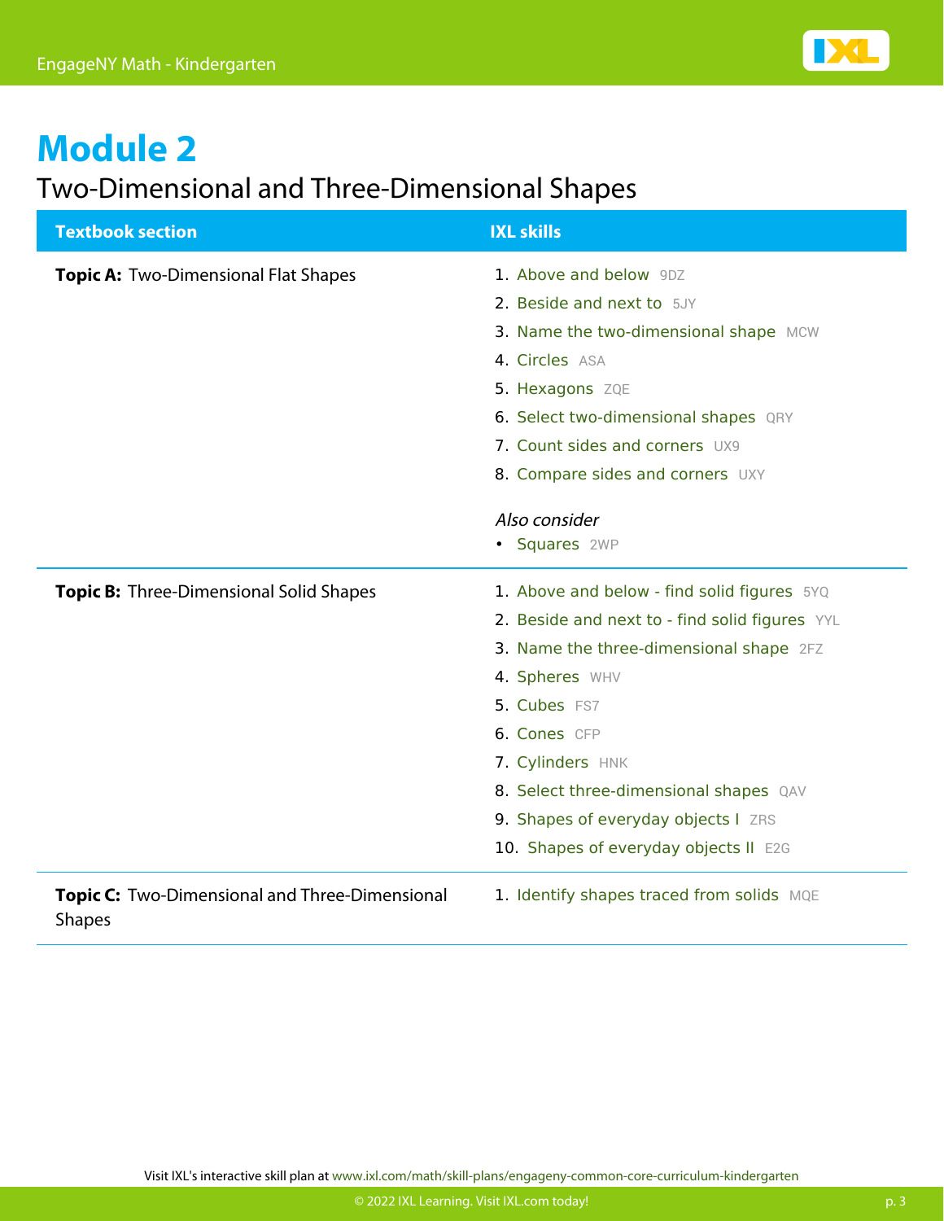# Module 2

## Two-Dimensional and Three-Dimensional Shapes

| Textbook section | IXL skills |
|---|---|
| **Topic A:** Two-Dimensional Flat Shapes | 1. Above and below 9DZ<br>2. Beside and next to 5JY<br>3. Name the two-dimensional shape MCW<br>4. Circles ASA<br>5. Hexagons ZQE<br>6. Select two-dimensional shapes QRY<br>7. Count sides and corners UX9<br>8. Compare sides and corners UXY<br><br>*Also consider*<br>• Squares 2WP |
| **Topic B:** Three-Dimensional Solid Shapes | 1. Above and below - find solid figures 5YQ<br>2. Beside and next to - find solid figures YYL<br>3. Name the three-dimensional shape 2FZ<br>4. Spheres WHV<br>5. Cubes FS7<br>6. Cones CFP<br>7. Cylinders HNK<br>8. Select three-dimensional shapes QAV<br>9. Shapes of everyday objects I ZRS<br>10. Shapes of everyday objects II E2G |
| **Topic C:** Two-Dimensional and Three-Dimensional Shapes | 1. Identify shapes traced from solids MQE |

Visit IXL's interactive skill plan at www.ixl.com/math/skill-plans/engageny-common-core-curriculum-kindergarten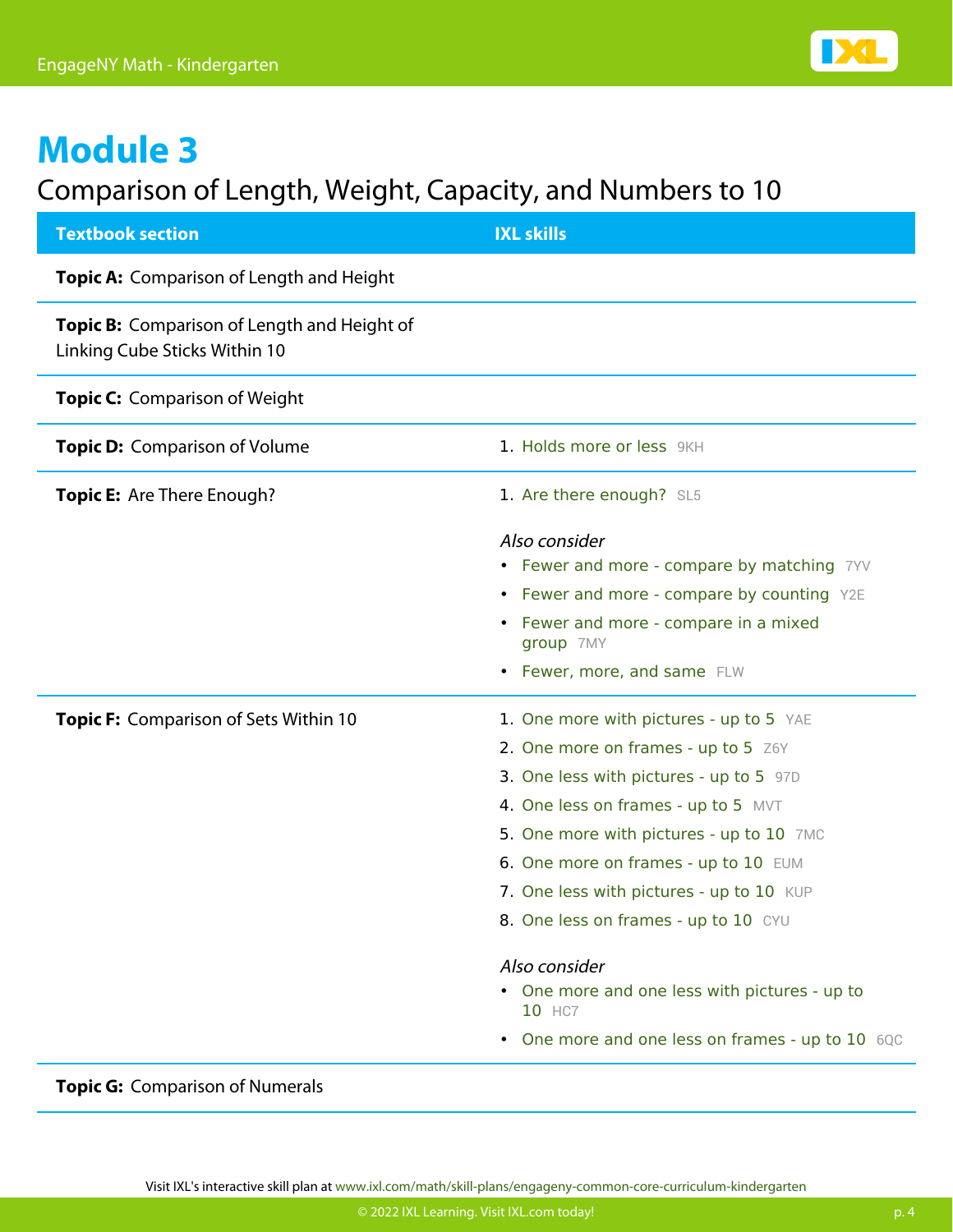# Module 3

## Comparison of Length, Weight, Capacity, and Numbers to 10

| Textbook section | IXL skills |
| --- | --- |
| **Topic A:** Comparison of Length and Height | |
| **Topic B:** Comparison of Length and Height of Linking Cube Sticks Within 10 | |
| **Topic C:** Comparison of Weight | |
| **Topic D:** Comparison of Volume | 1. Holds more or less 9KH |
| **Topic E:** Are There Enough? | 1. Are there enough? SL5<br><br>*Also consider*<br>• Fewer and more - compare by matching 7YV<br>• Fewer and more - compare by counting Y2E<br>• Fewer and more - compare in a mixed group 7MY<br>• Fewer, more, and same FLW |
| **Topic F:** Comparison of Sets Within 10 | 1. One more with pictures - up to 5 YAE<br>2. One more on frames - up to 5 Z6Y<br>3. One less with pictures - up to 5 97D<br>4. One less on frames - up to 5 MVT<br>5. One more with pictures - up to 10 7MC<br>6. One more on frames - up to 10 EUM<br>7. One less with pictures - up to 10 KUP<br>8. One less on frames - up to 10 CYU<br><br>*Also consider*<br>• One more and one less with pictures - up to 10 HC7<br>• One more and one less on frames - up to 10 6QC |
| **Topic G:** Comparison of Numerals | |

Visit IXL's interactive skill plan at www.ixl.com/math/skill-plans/engageny-common-core-curriculum-kindergarten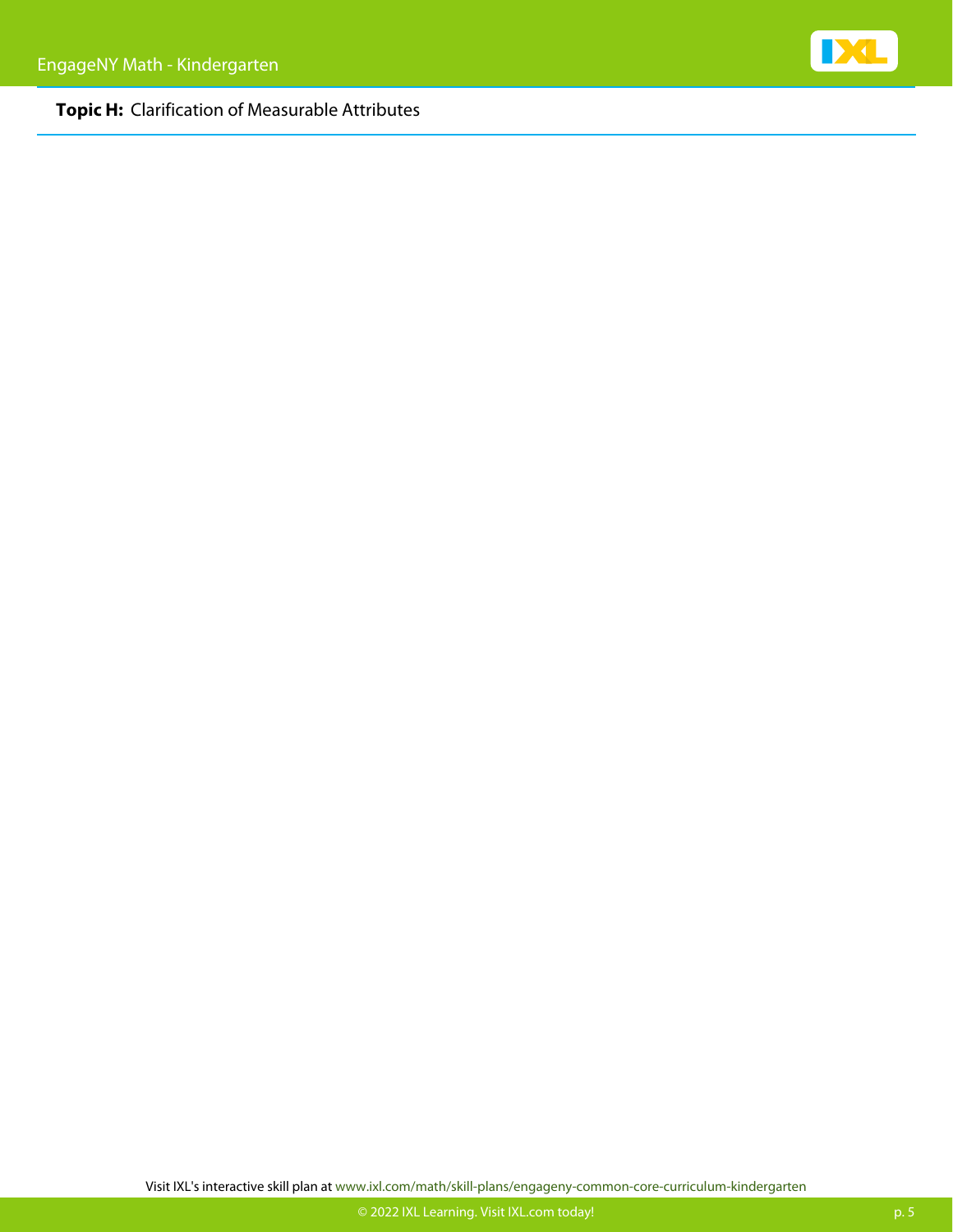**Topic H:** Clarification of Measurable Attributes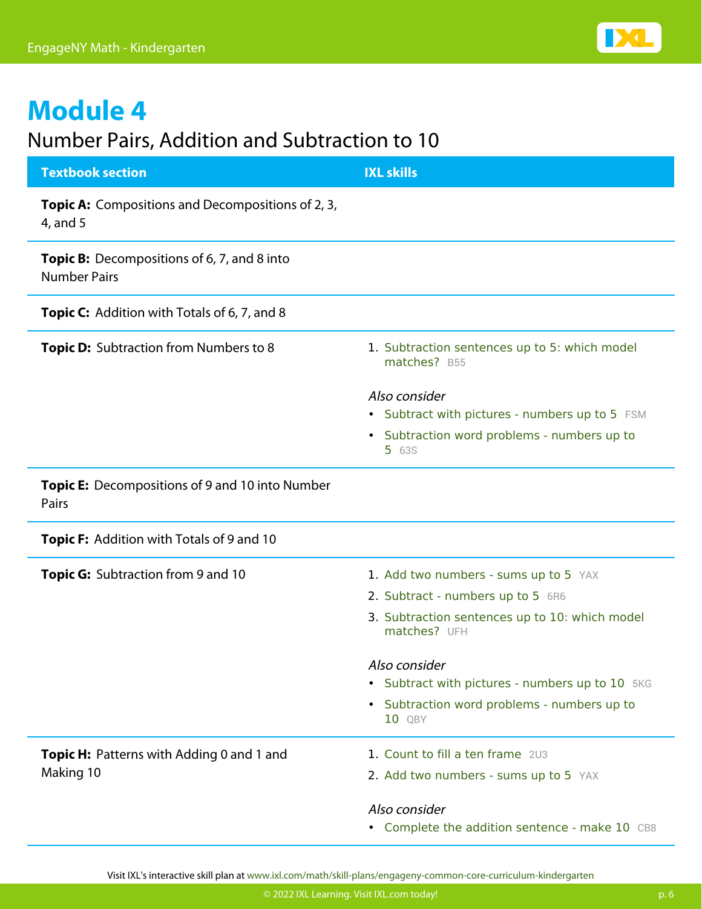# Module 4

## Number Pairs, Addition and Subtraction to 10

| Textbook section | IXL skills |
| --- | --- |
| **Topic A:** Compositions and Decompositions of 2, 3, 4, and 5 | |
| **Topic B:** Decompositions of 6, 7, and 8 into Number Pairs | |
| **Topic C:** Addition with Totals of 6, 7, and 8 | |
| **Topic D:** Subtraction from Numbers to 8 | 1. Subtraction sentences up to 5: which model matches? B55<br><br>*Also consider*<br>• Subtract with pictures - numbers up to 5 FSM<br>• Subtraction word problems - numbers up to 5 63S |
| **Topic E:** Decompositions of 9 and 10 into Number Pairs | |
| **Topic F:** Addition with Totals of 9 and 10 | |
| **Topic G:** Subtraction from 9 and 10 | 1. Add two numbers - sums up to 5 YAX<br>2. Subtract - numbers up to 5 6R6<br>3. Subtraction sentences up to 10: which model matches? UFH<br><br>*Also consider*<br>• Subtract with pictures - numbers up to 10 5KG<br>• Subtraction word problems - numbers up to 10 QBY |
| **Topic H:** Patterns with Adding 0 and 1 and Making 10 | 1. Count to fill a ten frame 2U3<br>2. Add two numbers - sums up to 5 YAX<br><br>*Also consider*<br>• Complete the addition sentence - make 10 CB8 |

Visit IXL's interactive skill plan at www.ixl.com/math/skill-plans/engageny-common-core-curriculum-kindergarten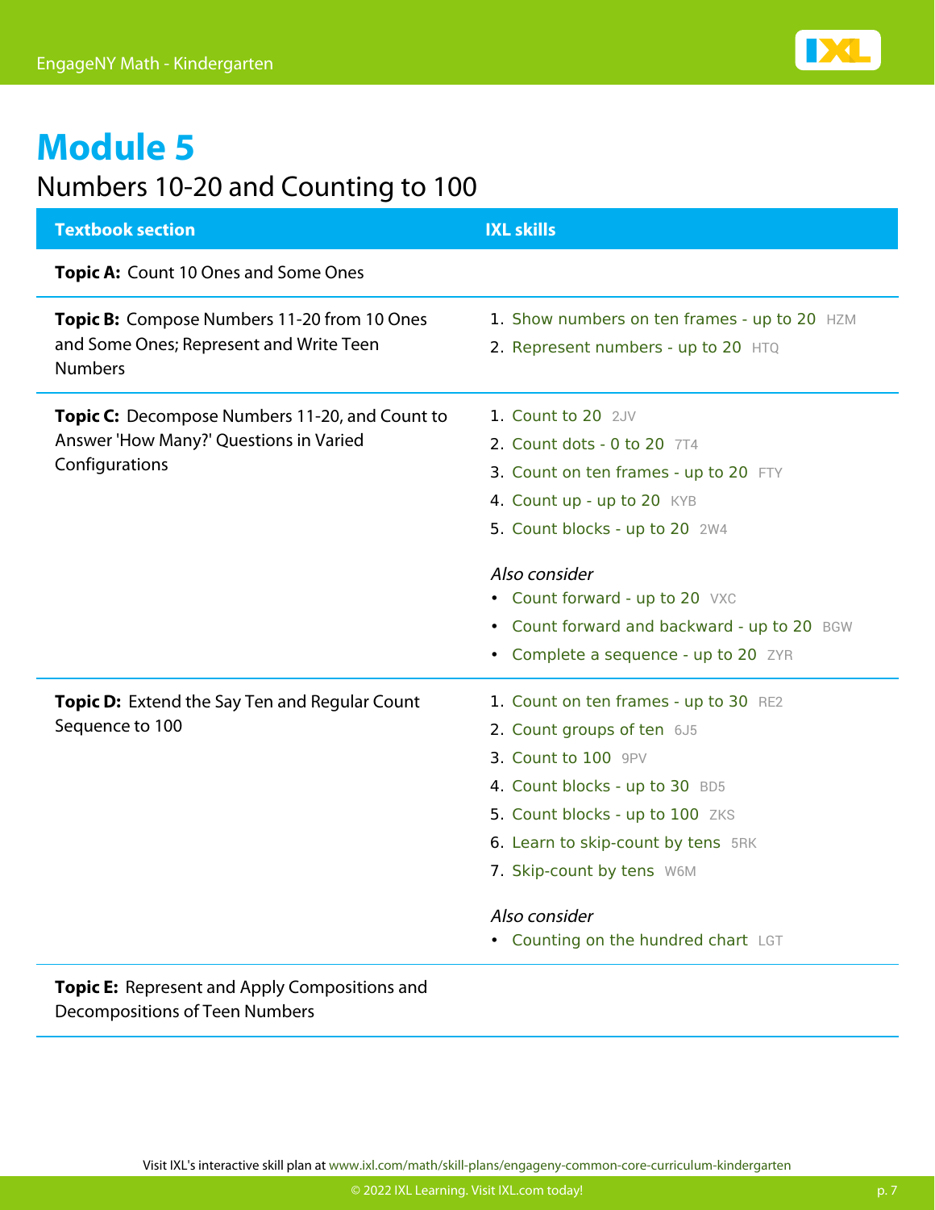# Module 5

## Numbers 10-20 and Counting to 100

| Textbook section | IXL skills |
| --- | --- |
| **Topic A:** Count 10 Ones and Some Ones | |
| **Topic B:** Compose Numbers 11-20 from 10 Ones and Some Ones; Represent and Write Teen Numbers | 1. Show numbers on ten frames - up to 20 HZM<br>2. Represent numbers - up to 20 HTQ |
| **Topic C:** Decompose Numbers 11-20, and Count to Answer 'How Many?' Questions in Varied Configurations | 1. Count to 20 2JV<br>2. Count dots - 0 to 20 7T4<br>3. Count on ten frames - up to 20 FTY<br>4. Count up - up to 20 KYB<br>5. Count blocks - up to 20 2W4<br><br>*Also consider*<br>• Count forward - up to 20 VXC<br>• Count forward and backward - up to 20 BGW<br>• Complete a sequence - up to 20 ZYR |
| **Topic D:** Extend the Say Ten and Regular Count Sequence to 100 | 1. Count on ten frames - up to 30 RE2<br>2. Count groups of ten 6J5<br>3. Count to 100 9PV<br>4. Count blocks - up to 30 BD5<br>5. Count blocks - up to 100 ZKS<br>6. Learn to skip-count by tens 5RK<br>7. Skip-count by tens W6M<br><br>*Also consider*<br>• Counting on the hundred chart LGT |
| **Topic E:** Represent and Apply Compositions and Decompositions of Teen Numbers | |

Visit IXL's interactive skill plan at www.ixl.com/math/skill-plans/engageny-common-core-curriculum-kindergarten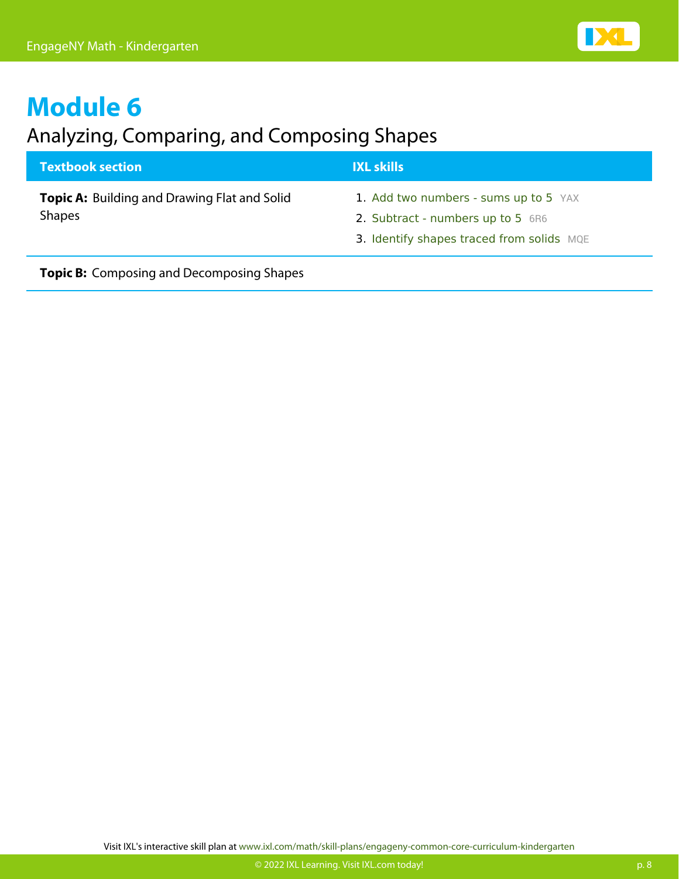# Module 6

## Analyzing, Comparing, and Composing Shapes

| Textbook section | IXL skills |
| --- | --- |
| **Topic A:** Building and Drawing Flat and Solid Shapes | 1. Add two numbers - sums up to 5 YAX<br>2. Subtract - numbers up to 5 6R6<br>3. Identify shapes traced from solids MQE |
| **Topic B:** Composing and Decomposing Shapes | |

Visit IXL's interactive skill plan at www.ixl.com/math/skill-plans/engageny-common-core-curriculum-kindergarten